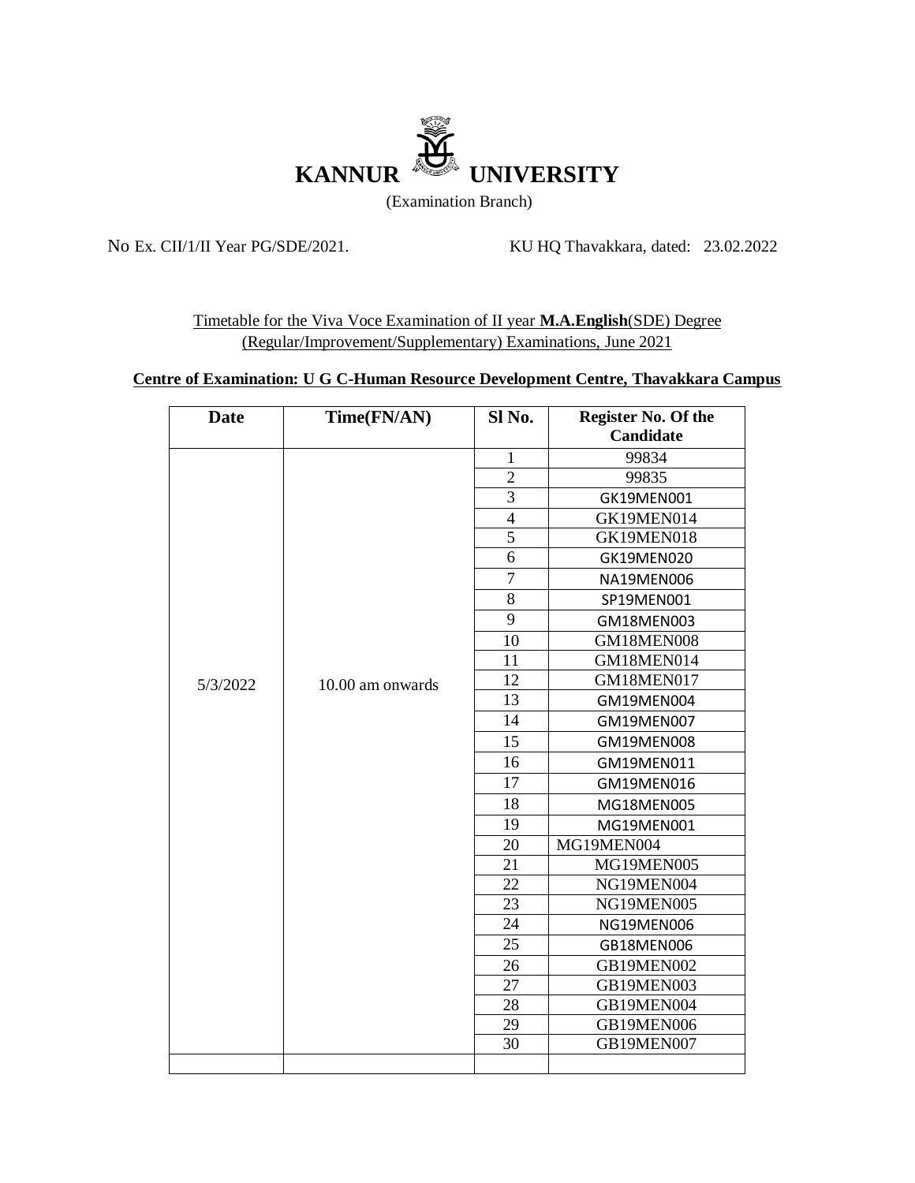# KANNUR UNIVERSITY

(Examination Branch)

No Ex. CII/1/II Year PG/SDE/2021. KU HQ Thavakkara, dated: 23.02.2022

Timetable for the Viva Voce Examination of II year **M.A.English**(SDE) Degree (Regular/Improvement/Supplementary) Examinations, June 2021

**Centre of Examination: U G C-Human Resource Development Centre, Thavakkara Campus**

| Date | Time(FN/AN) | Sl No. | Register No. Of the Candidate |
|---|---|---|---|
| 5/3/2022 | 10.00 am onwards | 1 | 99834 |
| | | 2 | 99835 |
| | | 3 | GK19MEN001 |
| | | 4 | GK19MEN014 |
| | | 5 | GK19MEN018 |
| | | 6 | GK19MEN020 |
| | | 7 | NA19MEN006 |
| | | 8 | SP19MEN001 |
| | | 9 | GM18MEN003 |
| | | 10 | GM18MEN008 |
| | | 11 | GM18MEN014 |
| | | 12 | GM18MEN017 |
| | | 13 | GM19MEN004 |
| | | 14 | GM19MEN007 |
| | | 15 | GM19MEN008 |
| | | 16 | GM19MEN011 |
| | | 17 | GM19MEN016 |
| | | 18 | MG18MEN005 |
| | | 19 | MG19MEN001 |
| | | 20 | MG19MEN004 |
| | | 21 | MG19MEN005 |
| | | 22 | NG19MEN004 |
| | | 23 | NG19MEN005 |
| | | 24 | NG19MEN006 |
| | | 25 | GB18MEN006 |
| | | 26 | GB19MEN002 |
| | | 27 | GB19MEN003 |
| | | 28 | GB19MEN004 |
| | | 29 | GB19MEN006 |
| | | 30 | GB19MEN007 |
| | | | |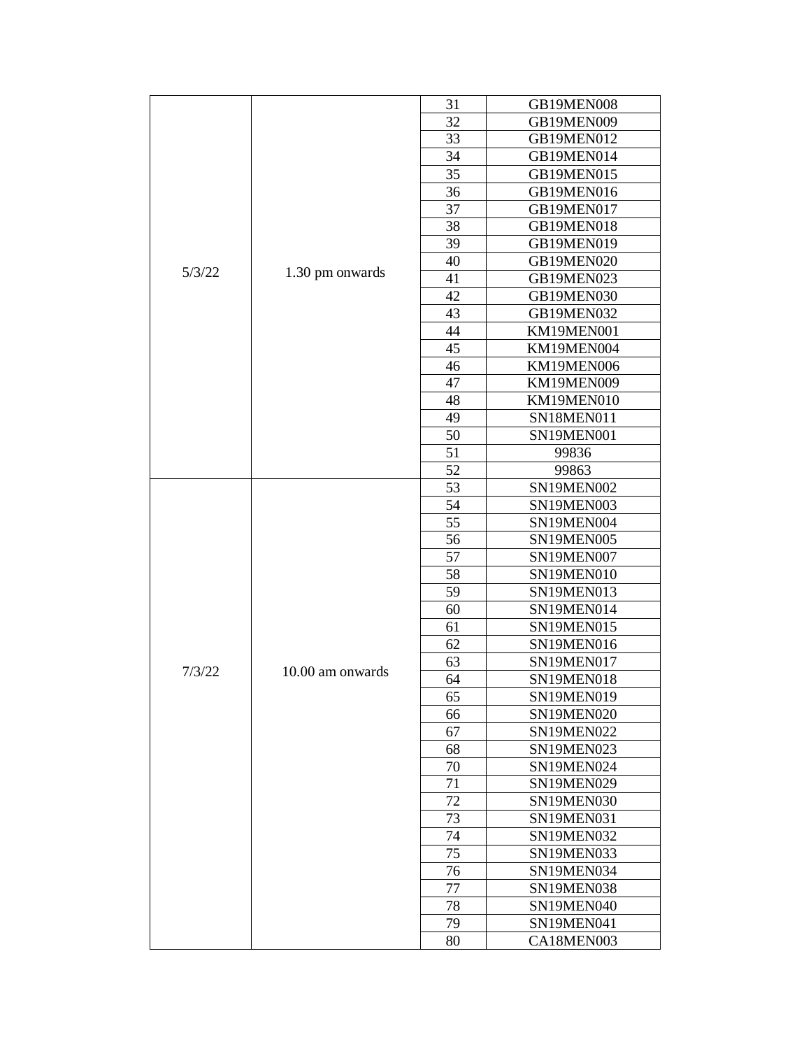| | | | |
|---|---|---|---|
| 5/3/22 | 1.30 pm onwards | 31 | GB19MEN008 |
| | | 32 | GB19MEN009 |
| | | 33 | GB19MEN012 |
| | | 34 | GB19MEN014 |
| | | 35 | GB19MEN015 |
| | | 36 | GB19MEN016 |
| | | 37 | GB19MEN017 |
| | | 38 | GB19MEN018 |
| | | 39 | GB19MEN019 |
| | | 40 | GB19MEN020 |
| | | 41 | GB19MEN023 |
| | | 42 | GB19MEN030 |
| | | 43 | GB19MEN032 |
| | | 44 | KM19MEN001 |
| | | 45 | KM19MEN004 |
| | | 46 | KM19MEN006 |
| | | 47 | KM19MEN009 |
| | | 48 | KM19MEN010 |
| | | 49 | SN18MEN011 |
| | | 50 | SN19MEN001 |
| | | 51 | 99836 |
| | | 52 | 99863 |
| 7/3/22 | 10.00 am onwards | 53 | SN19MEN002 |
| | | 54 | SN19MEN003 |
| | | 55 | SN19MEN004 |
| | | 56 | SN19MEN005 |
| | | 57 | SN19MEN007 |
| | | 58 | SN19MEN010 |
| | | 59 | SN19MEN013 |
| | | 60 | SN19MEN014 |
| | | 61 | SN19MEN015 |
| | | 62 | SN19MEN016 |
| | | 63 | SN19MEN017 |
| | | 64 | SN19MEN018 |
| | | 65 | SN19MEN019 |
| | | 66 | SN19MEN020 |
| | | 67 | SN19MEN022 |
| | | 68 | SN19MEN023 |
| | | 70 | SN19MEN024 |
| | | 71 | SN19MEN029 |
| | | 72 | SN19MEN030 |
| | | 73 | SN19MEN031 |
| | | 74 | SN19MEN032 |
| | | 75 | SN19MEN033 |
| | | 76 | SN19MEN034 |
| | | 77 | SN19MEN038 |
| | | 78 | SN19MEN040 |
| | | 79 | SN19MEN041 |
| | | 80 | CA18MEN003 |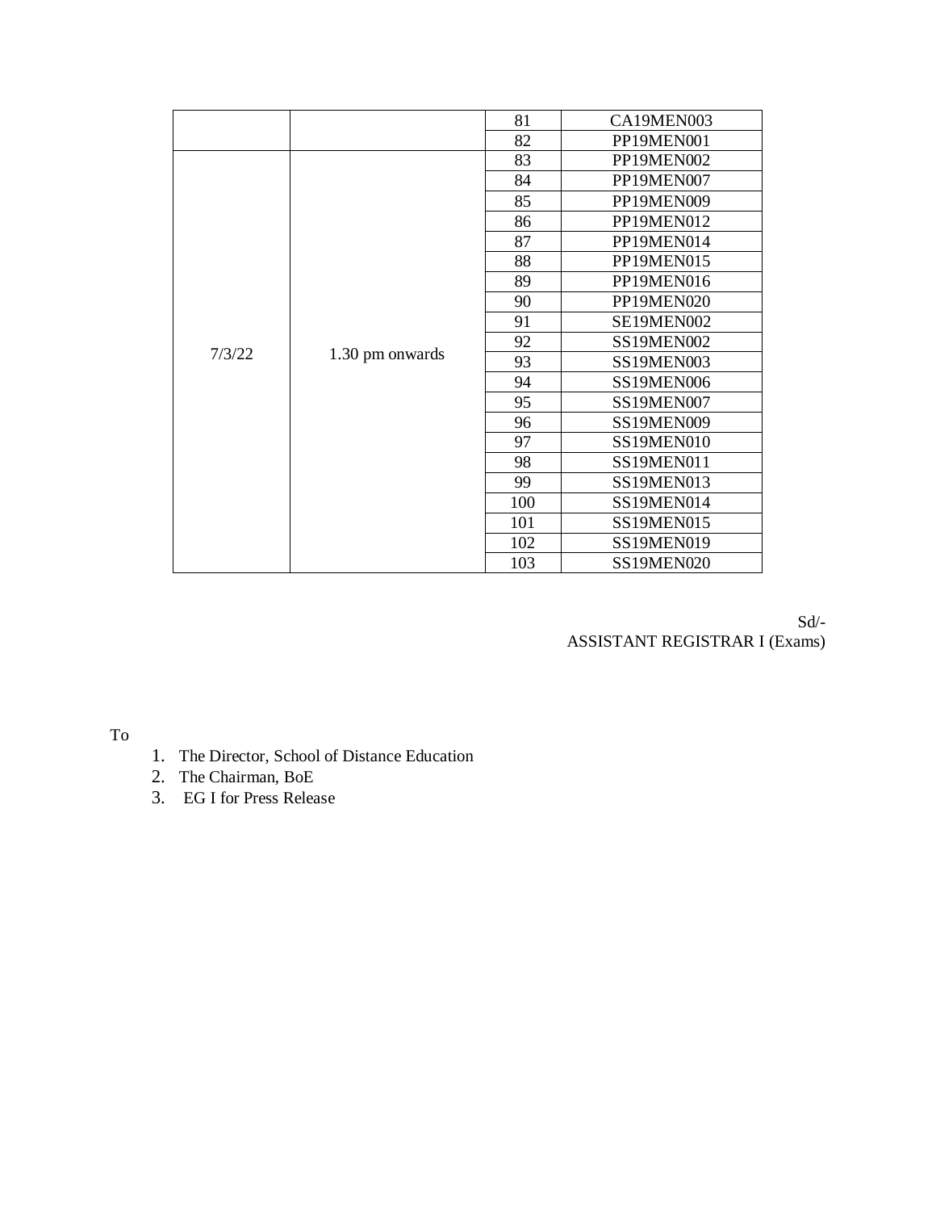| | | | |
|---|---|---|---|
| | | 81 | CA19MEN003 |
| | | 82 | PP19MEN001 |
| 7/3/22 | 1.30 pm onwards | 83 | PP19MEN002 |
| | | 84 | PP19MEN007 |
| | | 85 | PP19MEN009 |
| | | 86 | PP19MEN012 |
| | | 87 | PP19MEN014 |
| | | 88 | PP19MEN015 |
| | | 89 | PP19MEN016 |
| | | 90 | PP19MEN020 |
| | | 91 | SE19MEN002 |
| | | 92 | SS19MEN002 |
| | | 93 | SS19MEN003 |
| | | 94 | SS19MEN006 |
| | | 95 | SS19MEN007 |
| | | 96 | SS19MEN009 |
| | | 97 | SS19MEN010 |
| | | 98 | SS19MEN011 |
| | | 99 | SS19MEN013 |
| | | 100 | SS19MEN014 |
| | | 101 | SS19MEN015 |
| | | 102 | SS19MEN019 |
| | | 103 | SS19MEN020 |

Sd/-
ASSISTANT REGISTRAR I (Exams)

To

1. The Director, School of Distance Education
2. The Chairman, BoE
3. EG I for Press Release